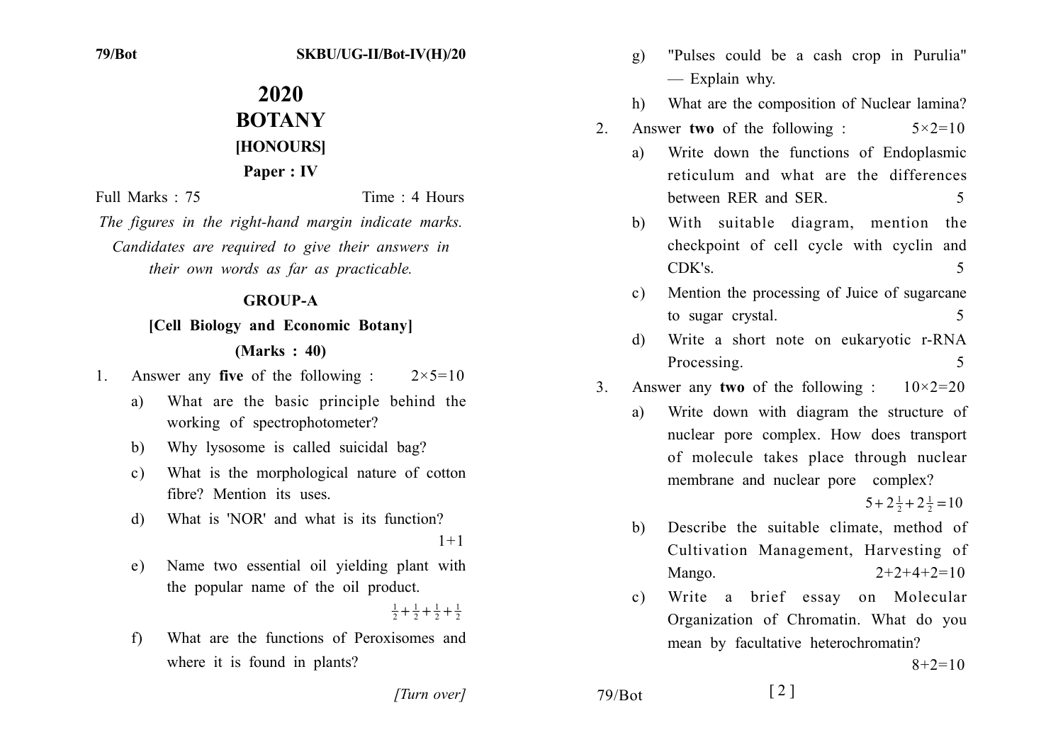# 2020

# BOTANY

## [HONOURS]

## Paper : IV

Full Marks : 75 Time : 4 Hours

*The figures in the right-hand margin indicate marks.*

*Candidates are required to give their answers in their own words as far as practicable.*

### GROUP-A

### [Cell Biology and Economic Botany]

### (Marks : 40)

1. Answer any **five** of the following : $2\times5=10$

   a) What are the basic principle behind the working of spectrophotometer?

   b) Why lysosome is called suicidal bag?

   c) What is the morphological nature of cotton fibre? Mention its uses.

   d) What is 'NOR' and what is its function? $1+1$

   e) Name two essential oil yielding plant with the popular name of the oil product. $\frac{1}{2}+\frac{1}{2}+\frac{1}{2}+\frac{1}{2}$

   f) What are the functions of Peroxisomes and where it is found in plants?

   g) "Pulses could be a cash crop in Purulia" — Explain why.

   h) What are the composition of Nuclear lamina?

2. Answer **two** of the following : $5\times2=10$

   a) Write down the functions of Endoplasmic reticulum and what are the differences between RER and SER. 5

   b) With suitable diagram, mention the checkpoint of cell cycle with cyclin and CDK's. 5

   c) Mention the processing of Juice of sugarcane to sugar crystal. 5

   d) Write a short note on eukaryotic r-RNA Processing. 5

3. Answer any **two** of the following : $10\times2=20$

   a) Write down with diagram the structure of nuclear pore complex. How does transport of molecule takes place through nuclear membrane and nuclear pore complex? $5+2\frac{1}{2}+2\frac{1}{2}=10$

   b) Describe the suitable climate, method of Cultivation Management, Harvesting of Mango. $2+2+4+2=10$

   c) Write a brief essay on Molecular Organization of Chromatin. What do you mean by facultative heterochromatin? $8+2=10$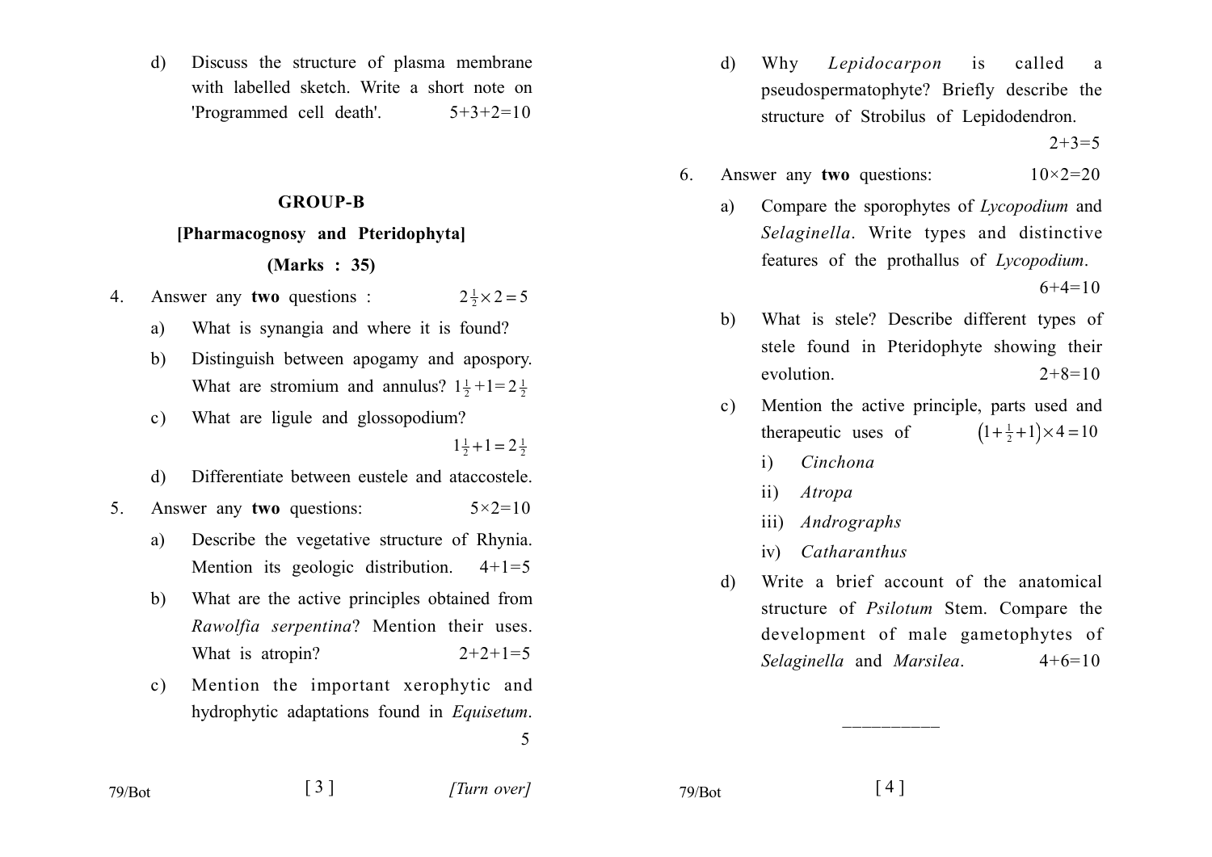d) Discuss the structure of plasma membrane with labelled sketch. Write a short note on 'Programmed cell death'. 5+3+2=10

## GROUP-B

### [Pharmacognosy and Pteridophyta]

### (Marks : 35)

4. Answer any **two** questions : $2\frac{1}{2}\times 2=5$

   a) What is synangia and where it is found?

   b) Distinguish between apogamy and apospory. What are stromium and annulus? $1\frac{1}{2}+1=2\frac{1}{2}$

   c) What are ligule and glossopodium? $1\frac{1}{2}+1=2\frac{1}{2}$

   d) Differentiate between eustele and ataccostele.

5. Answer any **two** questions: 5×2=10

   a) Describe the vegetative structure of Rhynia. Mention its geologic distribution. 4+1=5

   b) What are the active principles obtained from *Rawolfia serpentina*? Mention their uses. What is atropin? 2+2+1=5

   c) Mention the important xerophytic and hydrophytic adaptations found in *Equisetum*. 5

   d) Why *Lepidocarpon* is called a pseudospermatophyte? Briefly describe the structure of Strobilus of Lepidodendron. 2+3=5

6. Answer any **two** questions: 10×2=20

   a) Compare the sporophytes of *Lycopodium* and *Selaginella*. Write types and distinctive features of the prothallus of *Lycopodium*. 6+4=10

   b) What is stele? Describe different types of stele found in Pteridophyte showing their evolution. 2+8=10

   c) Mention the active principle, parts used and therapeutic uses of $\left(1+\frac{1}{2}+1\right)\times 4=10$

      i) *Cinchona*

      ii) *Atropa*

      iii) *Andrographs*

      iv) *Catharanthus*

   d) Write a brief account of the anatomical structure of *Psilotum* Stem. Compare the development of male gametophytes of *Selaginella* and *Marsilea*. 4+6=10

——————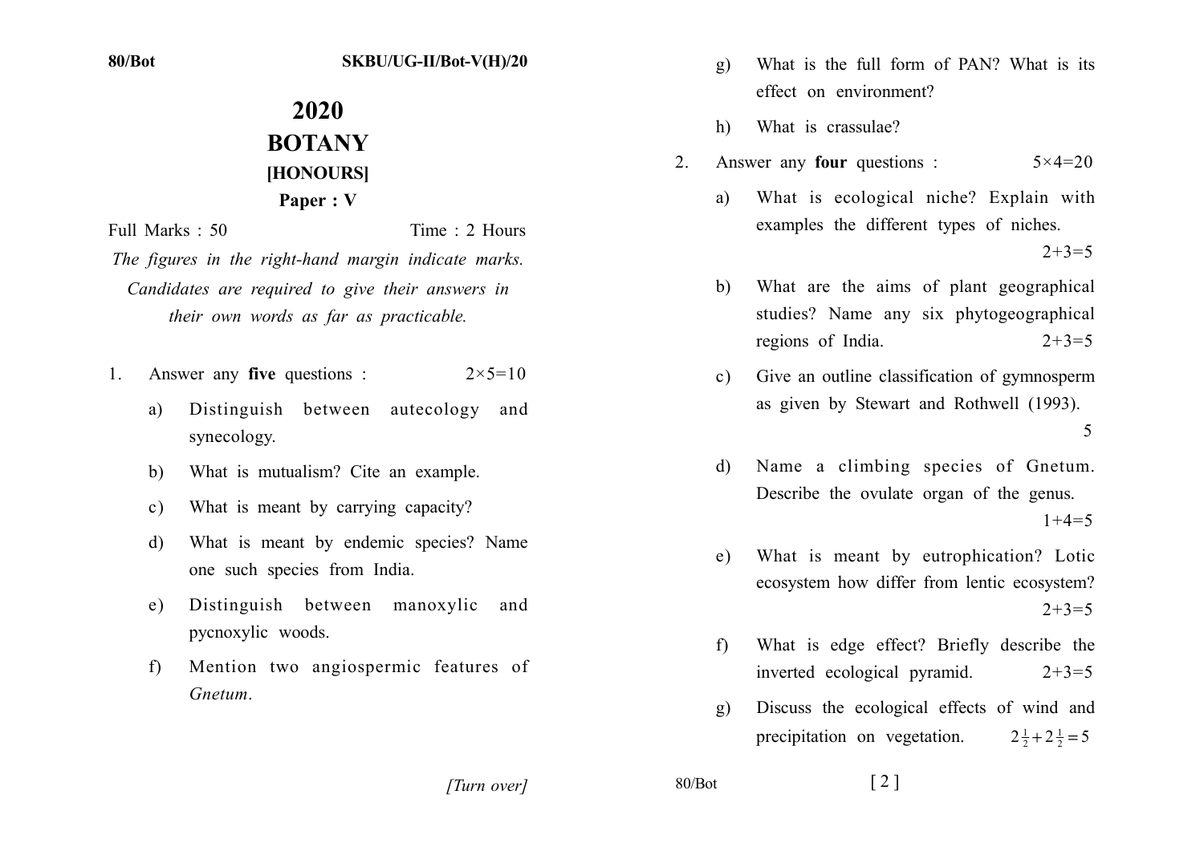# 2020

# BOTANY

## [HONOURS]

### Paper : V

Full Marks : 50 Time : 2 Hours

*The figures in the right-hand margin indicate marks. Candidates are required to give their answers in their own words as far as practicable.*

1. Answer any **five** questions : $2\times5=10$

   a) Distinguish between autecology and synecology.

   b) What is mutualism? Cite an example.

   c) What is meant by carrying capacity?

   d) What is meant by endemic species? Name one such species from India.

   e) Distinguish between manoxylic and pycnoxylic woods.

   f) Mention two angiospermic features of *Gnetum*.

   g) What is the full form of PAN? What is its effect on environment?

   h) What is crassulae?

2. Answer any **four** questions : $5\times4=20$

   a) What is ecological niche? Explain with examples the different types of niches. $2+3=5$

   b) What are the aims of plant geographical studies? Name any six phytogeographical regions of India. $2+3=5$

   c) Give an outline classification of gymnosperm as given by Stewart and Rothwell (1993). 5

   d) Name a climbing species of Gnetum. Describe the ovulate organ of the genus. $1+4=5$

   e) What is meant by eutrophication? Lotic ecosystem how differ from lentic ecosystem? $2+3=5$

   f) What is edge effect? Briefly describe the inverted ecological pyramid. $2+3=5$

   g) Discuss the ecological effects of wind and precipitation on vegetation. $2\frac{1}{2}+2\frac{1}{2}=5$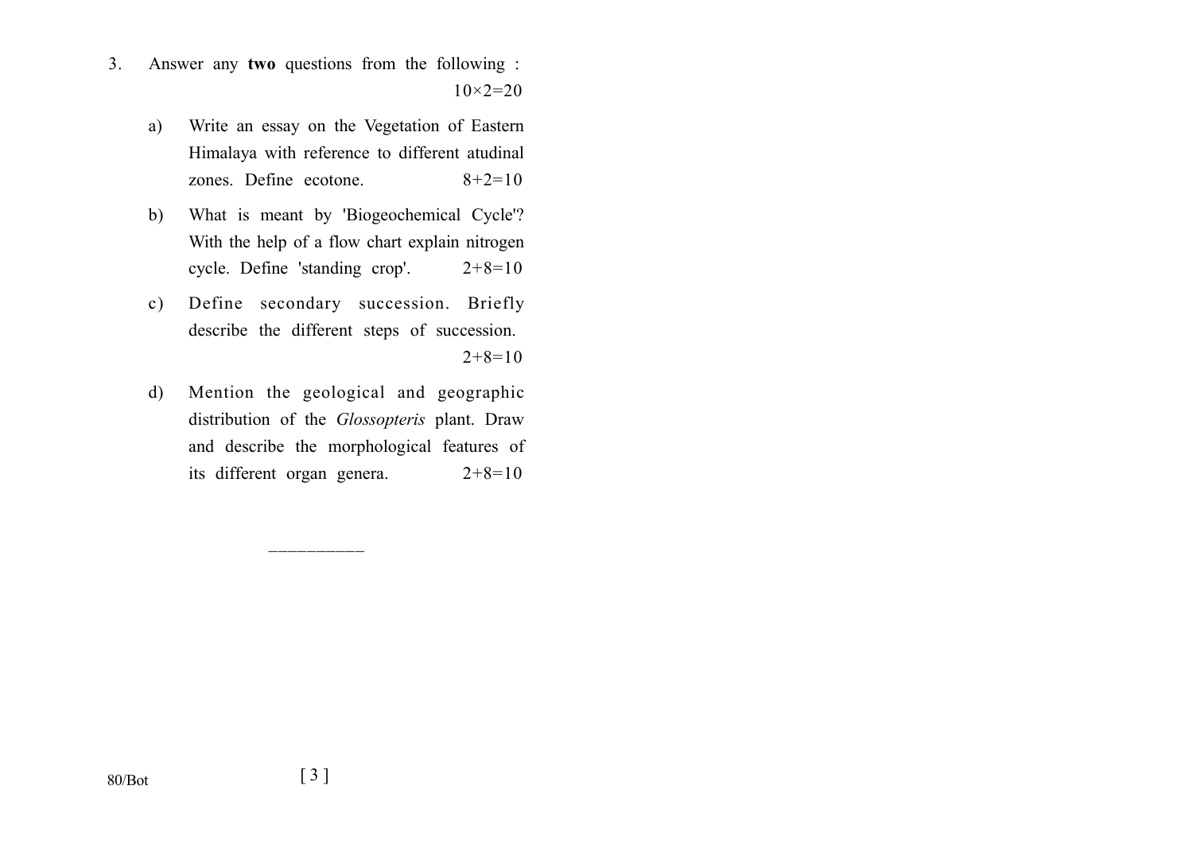3. Answer any **two** questions from the following : 10×2=20

a) Write an essay on the Vegetation of Eastern Himalaya with reference to different atudinal zones. Define ecotone. 8+2=10

b) What is meant by 'Biogeochemical Cycle'? With the help of a flow chart explain nitrogen cycle. Define 'standing crop'. 2+8=10

c) Define secondary succession. Briefly describe the different steps of succession. 2+8=10

d) Mention the geological and geographic distribution of the *Glossopteris* plant. Draw and describe the morphological features of its different organ genera. 2+8=10

———————